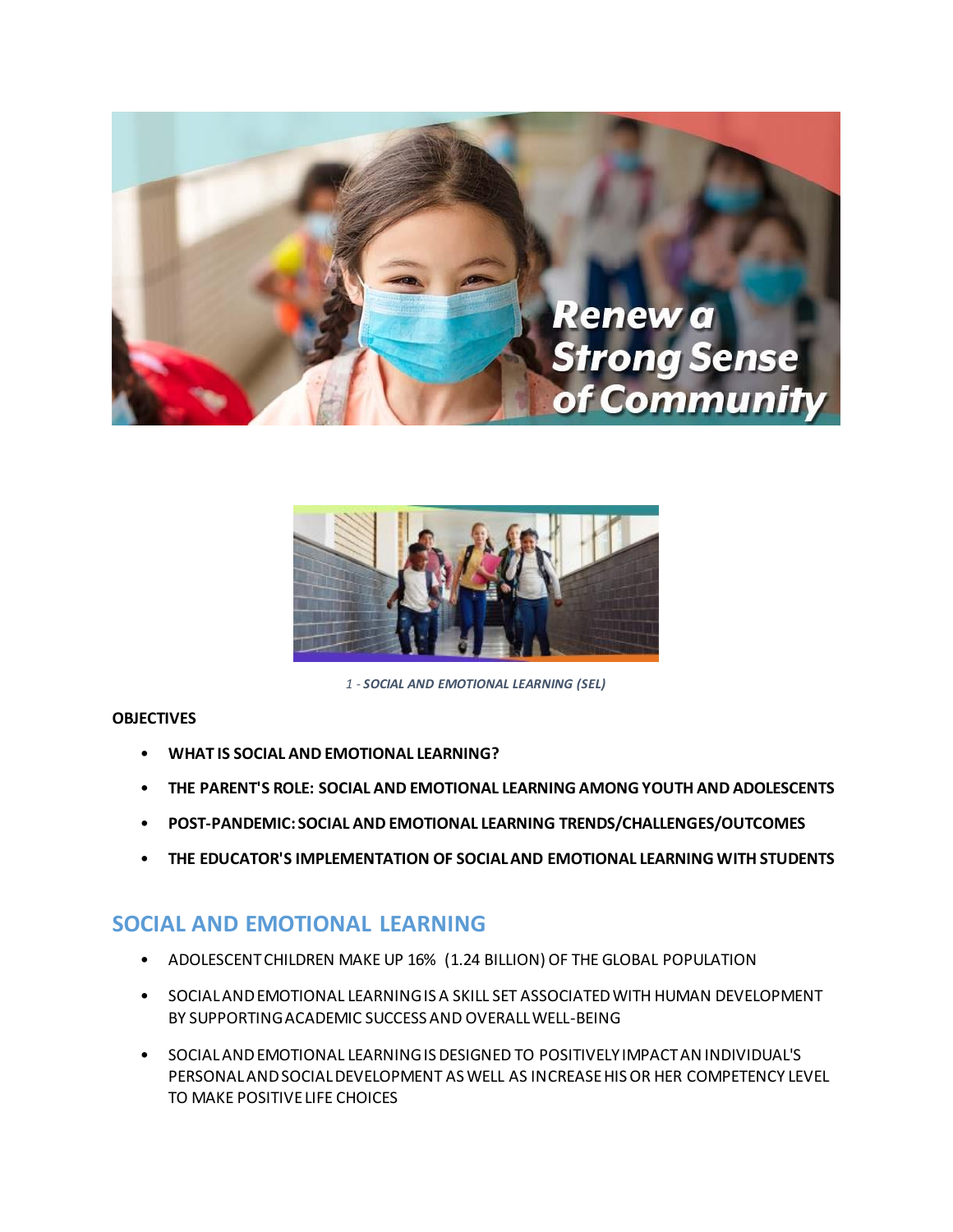1 - *SOCIAL AND EMOTIONAL LEARNING (SEL)*

**OBJECTIVES**

- **WHAT IS SOCIAL AND EMOTIONAL LEARNING?**
- **THE PARENT'S ROLE: SOCIAL AND EMOTIONAL LEARNING AMONG YOUTH AND ADOLESCENTS**
- **POST-PANDEMIC: SOCIAL AND EMOTIONAL LEARNING TRENDS/CHALLENGES/OUTCOMES**
- **THE EDUCATOR'S IMPLEMENTATION OF SOCIAL AND EMOTIONAL LEARNING WITH STUDENTS**

## SOCIAL AND EMOTIONAL LEARNING

- ADOLESCENT CHILDREN MAKE UP 16% (1.24 BILLION) OF THE GLOBAL POPULATION
- SOCIAL AND EMOTIONAL LEARNING IS A SKILL SET ASSOCIATED WITH HUMAN DEVELOPMENT BY SUPPORTING ACADEMIC SUCCESS AND OVERALL WELL-BEING
- SOCIAL AND EMOTIONAL LEARNING IS DESIGNED TO POSITIVELY IMPACT AN INDIVIDUAL'S PERSONAL AND SOCIAL DEVELOPMENT AS WELL AS INCREASE HIS OR HER COMPETENCY LEVEL TO MAKE POSITIVE LIFE CHOICES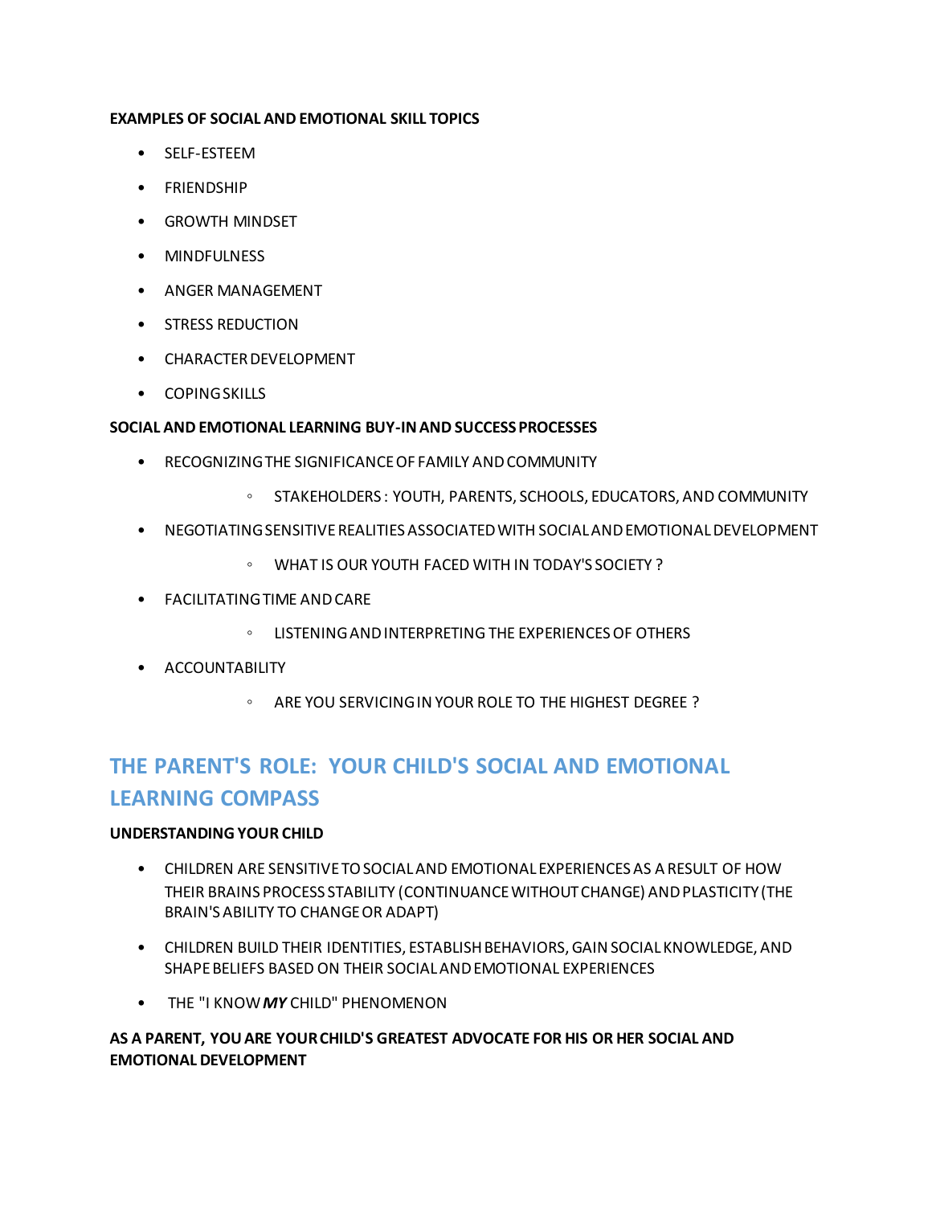**EXAMPLES OF SOCIAL AND EMOTIONAL SKILL TOPICS**

- SELF-ESTEEM
- FRIENDSHIP
- GROWTH MINDSET
- MINDFULNESS
- ANGER MANAGEMENT
- STRESS REDUCTION
- CHARACTER DEVELOPMENT
- COPING SKILLS

**SOCIAL AND EMOTIONAL LEARNING BUY-IN AND SUCCESS PROCESSES**

- RECOGNIZING THE SIGNIFICANCE OF FAMILY AND COMMUNITY
  - STAKEHOLDERS : YOUTH, PARENTS, SCHOOLS, EDUCATORS, AND COMMUNITY
- NEGOTIATING SENSITIVE REALITIES ASSOCIATED WITH SOCIAL AND EMOTIONAL DEVELOPMENT
  - WHAT IS OUR YOUTH FACED WITH IN TODAY'S SOCIETY ?
- FACILITATING TIME AND CARE
  - LISTENING AND INTERPRETING THE EXPERIENCES OF OTHERS
- ACCOUNTABILITY
  - ARE YOU SERVICING IN YOUR ROLE TO THE HIGHEST DEGREE ?

## THE PARENT'S ROLE: YOUR CHILD'S SOCIAL AND EMOTIONAL LEARNING COMPASS

**UNDERSTANDING YOUR CHILD**

- CHILDREN ARE SENSITIVE TO SOCIAL AND EMOTIONAL EXPERIENCES AS A RESULT OF HOW THEIR BRAINS PROCESS STABILITY (CONTINUANCE WITHOUT CHANGE) AND PLASTICITY (THE BRAIN'S ABILITY TO CHANGE OR ADAPT)
- CHILDREN BUILD THEIR IDENTITIES, ESTABLISH BEHAVIORS, GAIN SOCIAL KNOWLEDGE, AND SHAPE BELIEFS BASED ON THEIR SOCIAL AND EMOTIONAL EXPERIENCES
- THE "I KNOW ***MY*** CHILD" PHENOMENON

**AS A PARENT, YOU ARE YOUR CHILD'S GREATEST ADVOCATE FOR HIS OR HER SOCIAL AND EMOTIONAL DEVELOPMENT**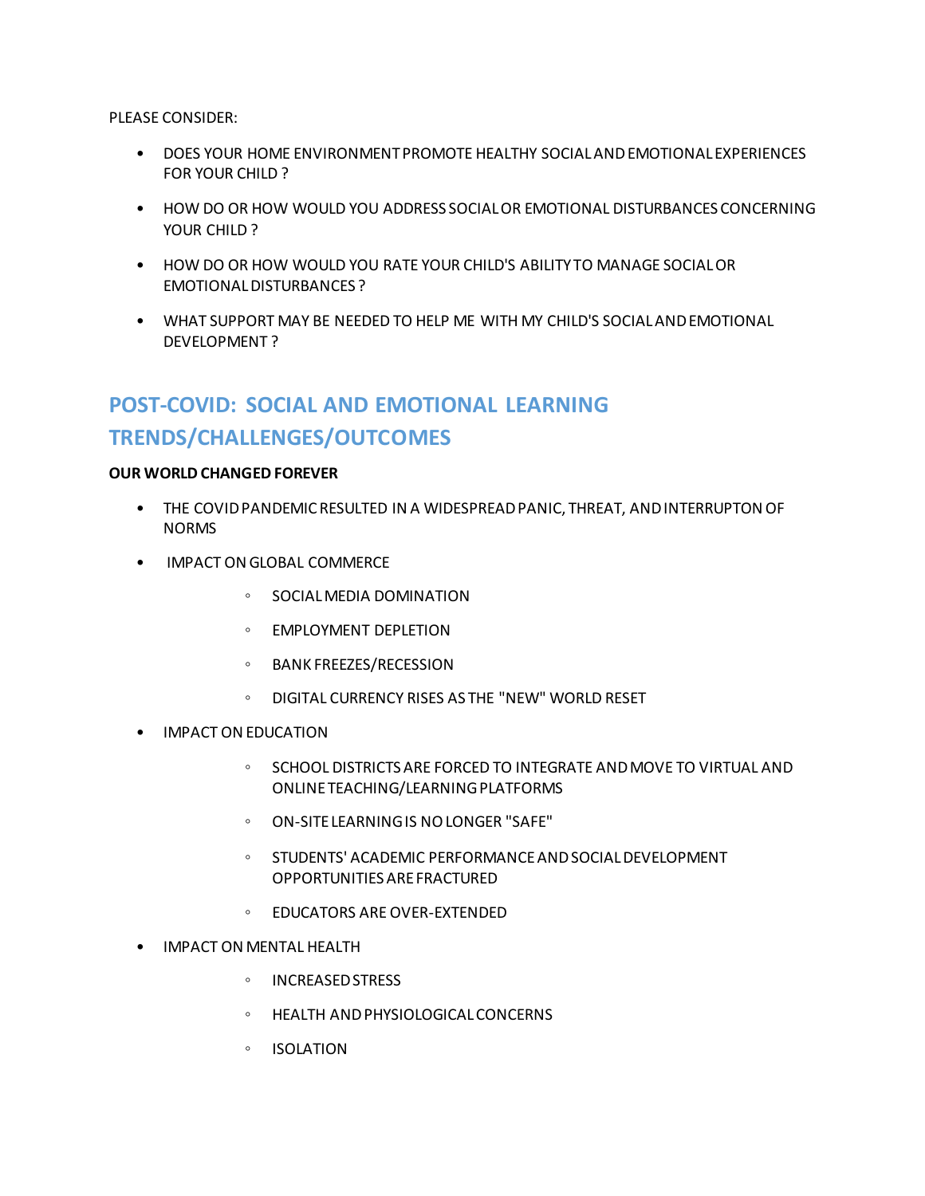PLEASE CONSIDER:

- DOES YOUR HOME ENVIRONMENT PROMOTE HEALTHY SOCIAL AND EMOTIONAL EXPERIENCES FOR YOUR CHILD ?
- HOW DO OR HOW WOULD YOU ADDRESS SOCIAL OR EMOTIONAL DISTURBANCES CONCERNING YOUR CHILD ?
- HOW DO OR HOW WOULD YOU RATE YOUR CHILD'S ABILITY TO MANAGE SOCIAL OR EMOTIONAL DISTURBANCES ?
- WHAT SUPPORT MAY BE NEEDED TO HELP ME WITH MY CHILD'S SOCIAL AND EMOTIONAL DEVELOPMENT ?

## POST-COVID: SOCIAL AND EMOTIONAL LEARNING TRENDS/CHALLENGES/OUTCOMES

**OUR WORLD CHANGED FOREVER**

- THE COVID PANDEMIC RESULTED IN A WIDESPREAD PANIC, THREAT, AND INTERRUPTON OF NORMS
- IMPACT ON GLOBAL COMMERCE
  - SOCIAL MEDIA DOMINATION
  - EMPLOYMENT DEPLETION
  - BANK FREEZES/RECESSION
  - DIGITAL CURRENCY RISES AS THE "NEW" WORLD RESET
- IMPACT ON EDUCATION
  - SCHOOL DISTRICTS ARE FORCED TO INTEGRATE AND MOVE TO VIRTUAL AND ONLINE TEACHING/LEARNING PLATFORMS
  - ON-SITE LEARNING IS NO LONGER "SAFE"
  - STUDENTS' ACADEMIC PERFORMANCE AND SOCIAL DEVELOPMENT OPPORTUNITIES ARE FRACTURED
  - EDUCATORS ARE OVER-EXTENDED
- IMPACT ON MENTAL HEALTH
  - INCREASED STRESS
  - HEALTH AND PHYSIOLOGICAL CONCERNS
  - ISOLATION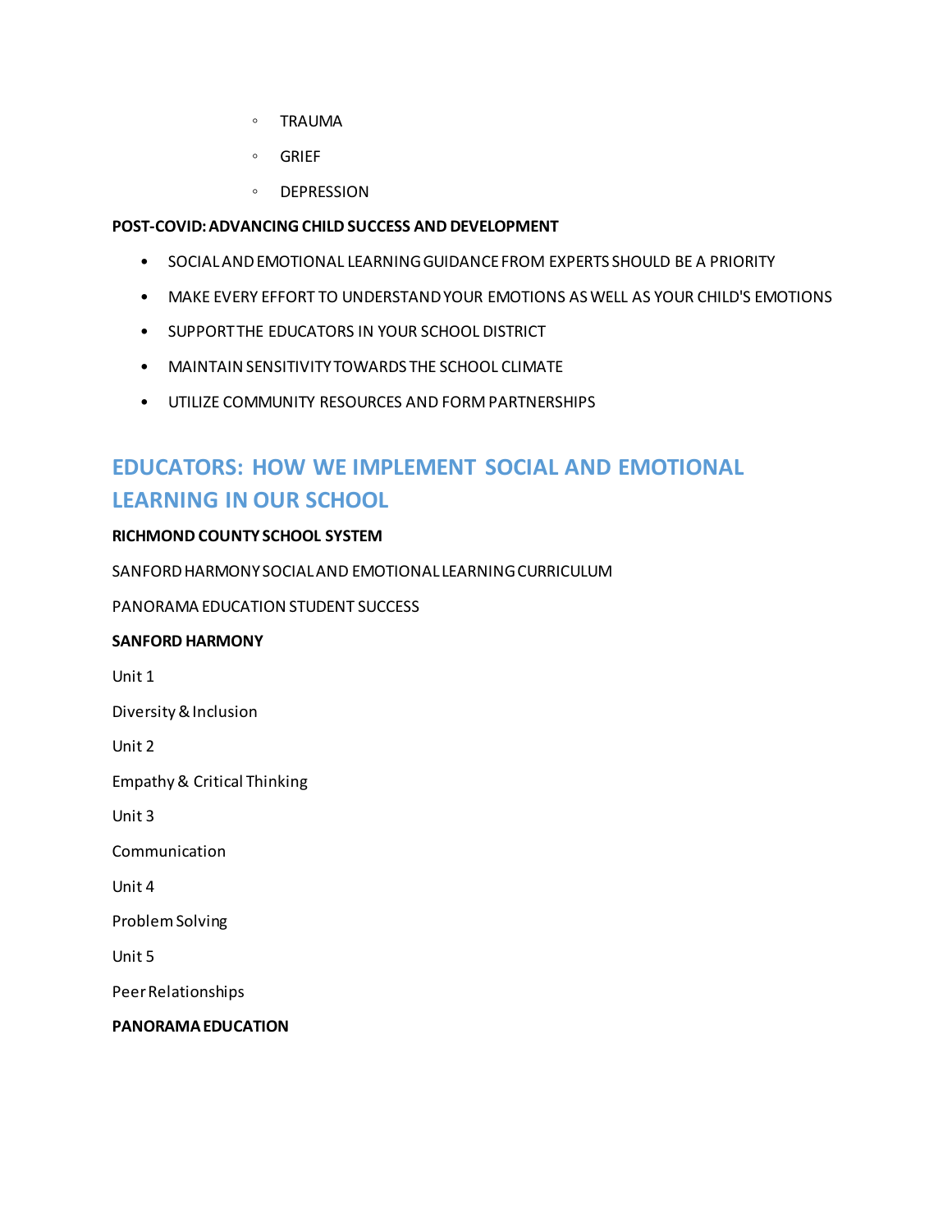- TRAUMA
  - GRIEF
  - DEPRESSION

**POST-COVID: ADVANCING CHILD SUCCESS AND DEVELOPMENT**

- SOCIAL AND EMOTIONAL LEARNING GUIDANCE FROM EXPERTS SHOULD BE A PRIORITY
- MAKE EVERY EFFORT TO UNDERSTAND YOUR EMOTIONS AS WELL AS YOUR CHILD'S EMOTIONS
- SUPPORT THE EDUCATORS IN YOUR SCHOOL DISTRICT
- MAINTAIN SENSITIVITY TOWARDS THE SCHOOL CLIMATE
- UTILIZE COMMUNITY RESOURCES AND FORM PARTNERSHIPS

## EDUCATORS: HOW WE IMPLEMENT SOCIAL AND EMOTIONAL LEARNING IN OUR SCHOOL

**RICHMOND COUNTY SCHOOL SYSTEM**

SANFORD HARMONY SOCIAL AND EMOTIONAL LEARNING CURRICULUM

PANORAMA EDUCATION STUDENT SUCCESS

**SANFORD HARMONY**

Unit 1

Diversity & Inclusion

Unit 2

Empathy & Critical Thinking

Unit 3

Communication

Unit 4

Problem Solving

Unit 5

Peer Relationships

**PANORAMA EDUCATION**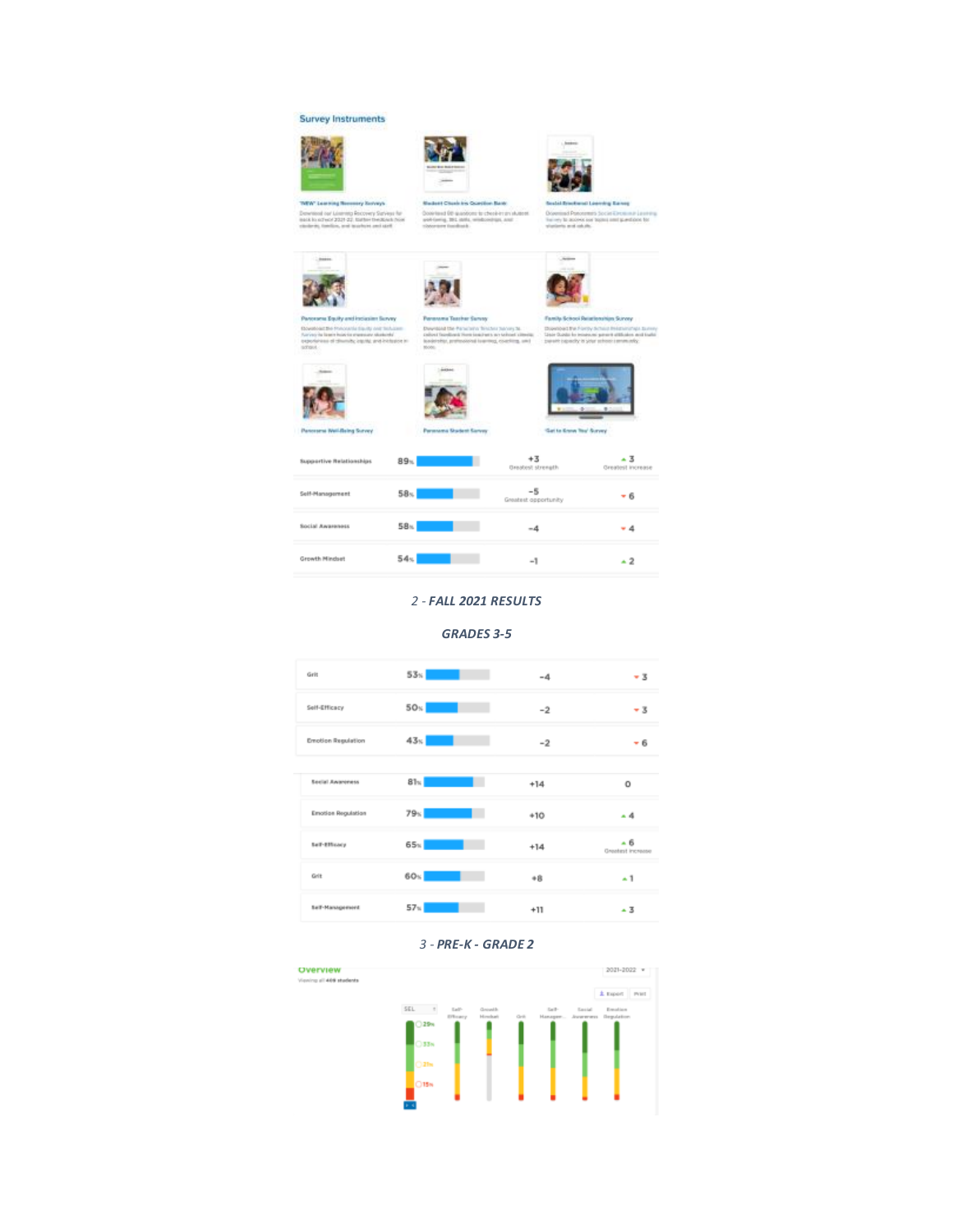## Survey Instruments

**\*NEW\* Learning Recovery Surveys**

Download our Learning Recovery Surveys for back to school 2021-22. Gather feedback from students, families, and teachers and staff.

**Student Check-Ins Question Bank**

Download 50 questions to check in on student well-being, SEL skills, relationships, and classroom feedback.

**Social-Emotional Learning Survey**

Download Panorama's Social-Emotional Learning Survey to access our topics and questions for students and adults.

**Panorama Equity and Inclusion Survey**

Download the Panorama Equity and Inclusion Survey to learn how to measure students' experiences of diversity, equity, and inclusion in school.

**Panorama Teacher Survey**

Download the Panorama Teacher Survey to collect feedback from teachers on school climate, leadership, professional learning, coaching, and more.

**Family-School Relationships Survey**

Download the Family-School Relationships Survey User Guide to measure parent attitudes and build parent capacity in your school community.

**Panorama Well-Being Survey**

**Panorama Student Survey**

**'Get to Know You' Survey**

| Topic | Score | Change | Change |
|---|---|---|---|
| Supportive Relationships | 89% | +3 Greatest strength | ▲3 Greatest increase |
| Self-Management | 58% | -5 Greatest opportunity | ▼6 |
| Social Awareness | 58% | -4 | ▼4 |
| Growth Mindset | 54% | -1 | ▲2 |

*2 - **FALL 2021 RESULTS***

***GRADES 3-5***

| Topic | Score | Change | Change |
|---|---|---|---|
| Grit | 53% | -4 | ▼3 |
| Self-Efficacy | 50% | -2 | ▼3 |
| Emotion Regulation | 43% | -2 | ▼6 |

| Topic | Score | Change | Change |
|---|---|---|---|
| Social Awareness | 81% | +14 | 0 |
| Emotion Regulation | 79% | +10 | ▲4 |
| Self-Efficacy | 65% | +14 | ▲6 Greatest increase |
| Grit | 60% | +8 | ▲1 |
| Self-Management | 57% | +11 | ▲3 |

*3 - **PRE-K - GRADE 2***

**Overview**

Viewing all 408 students

2021-2022

Export | Print

SEL: 29%, 33%, 21%, 15%

Self-Efficacy | Growth Mindset | Grit | Self-Management | Social Awareness | Emotion Regulation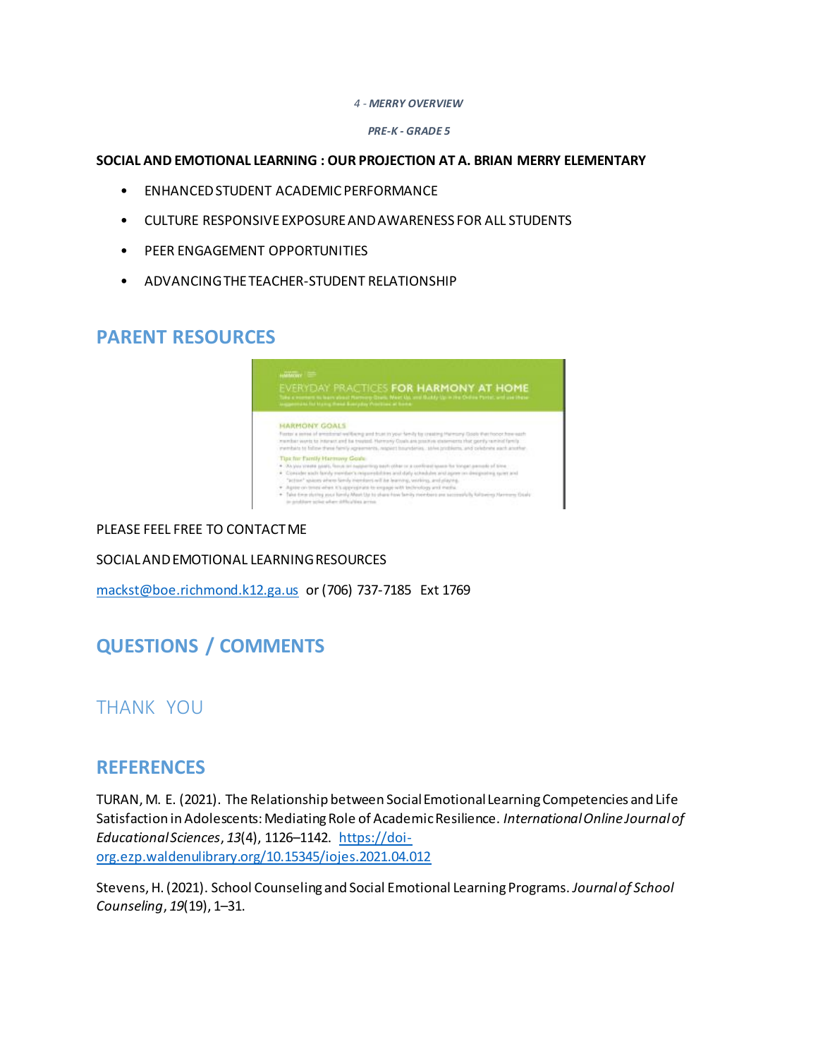*4 - MERRY OVERVIEW*

*PRE-K - GRADE 5*

**SOCIAL AND EMOTIONAL LEARNING : OUR PROJECTION AT A. BRIAN MERRY ELEMENTARY**

- ENHANCED STUDENT ACADEMIC PERFORMANCE
- CULTURE RESPONSIVE EXPOSURE AND AWARENESS FOR ALL STUDENTS
- PEER ENGAGEMENT OPPORTUNITIES
- ADVANCING THE TEACHER-STUDENT RELATIONSHIP

## PARENT RESOURCES

PLEASE FEEL FREE TO CONTACT ME

SOCIAL AND EMOTIONAL LEARNING RESOURCES

mackst@boe.richmond.k12.ga.us or (706) 737-7185 Ext 1769

## QUESTIONS / COMMENTS

## THANK YOU

## REFERENCES

TURAN, M. E. (2021). The Relationship between Social Emotional Learning Competencies and Life Satisfaction in Adolescents: Mediating Role of Academic Resilience. *International Online Journal of Educational Sciences*, *13*(4), 1126–1142. https://doi-org.ezp.waldenulibrary.org/10.15345/iojes.2021.04.012

Stevens, H. (2021). School Counseling and Social Emotional Learning Programs. *Journal of School Counseling*, *19*(19), 1–31.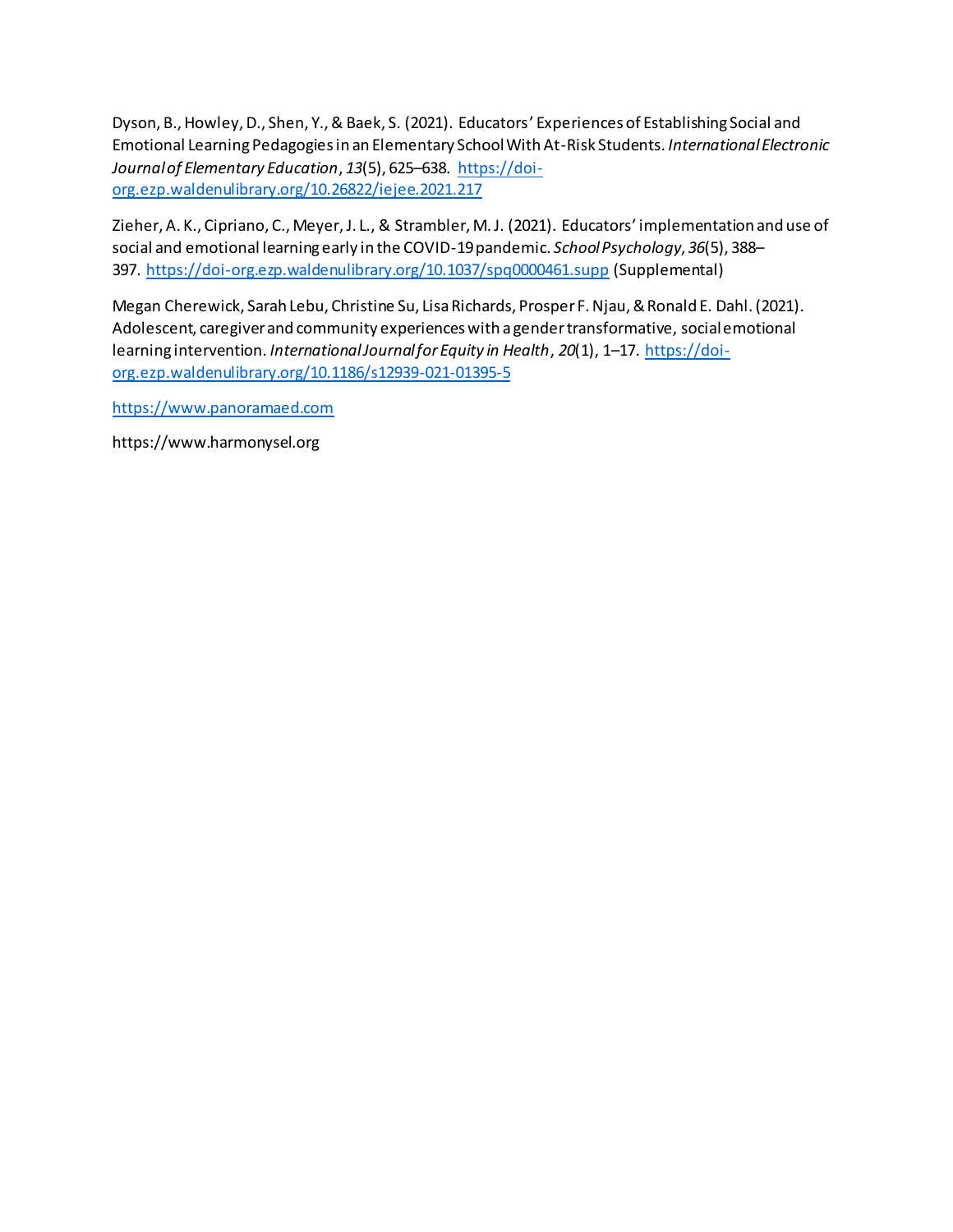Dyson, B., Howley, D., Shen, Y., & Baek, S. (2021). Educators' Experiences of Establishing Social and Emotional Learning Pedagogies in an Elementary School With At-Risk Students. *International Electronic Journal of Elementary Education*, *13*(5), 625–638. https://doi-org.ezp.waldenulibrary.org/10.26822/iejee.2021.217

Zieher, A. K., Cipriano, C., Meyer, J. L., & Strambler, M. J. (2021). Educators' implementation and use of social and emotional learning early in the COVID-19 pandemic. *School Psychology*, *36*(5), 388–397. https://doi-org.ezp.waldenulibrary.org/10.1037/spq0000461.supp (Supplemental)

Megan Cherewick, Sarah Lebu, Christine Su, Lisa Richards, Prosper F. Njau, & Ronald E. Dahl. (2021). Adolescent, caregiver and community experiences with a gender transformative, social emotional learning intervention. *International Journal for Equity in Health*, *20*(1), 1–17. https://doi-org.ezp.waldenulibrary.org/10.1186/s12939-021-01395-5

https://www.panoramaed.com

https://www.harmonysel.org